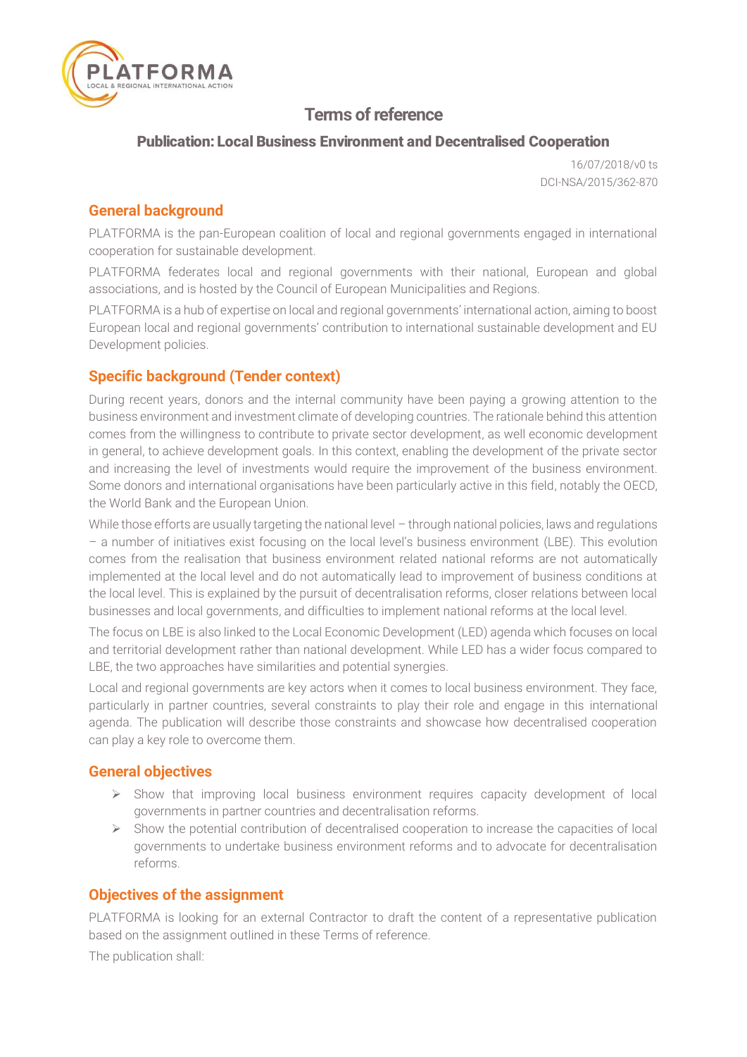# Terms of reference

## Publication: Local Business Environment and Decentralised Cooperation

16/07/2018/v0 ts
DCI-NSA/2015/362-870

## General background

PLATFORMA is the pan-European coalition of local and regional governments engaged in international cooperation for sustainable development.

PLATFORMA federates local and regional governments with their national, European and global associations, and is hosted by the Council of European Municipalities and Regions.

PLATFORMA is a hub of expertise on local and regional governments' international action, aiming to boost European local and regional governments' contribution to international sustainable development and EU Development policies.

## Specific background (Tender context)

During recent years, donors and the internal community have been paying a growing attention to the business environment and investment climate of developing countries. The rationale behind this attention comes from the willingness to contribute to private sector development, as well economic development in general, to achieve development goals. In this context, enabling the development of the private sector and increasing the level of investments would require the improvement of the business environment. Some donors and international organisations have been particularly active in this field, notably the OECD, the World Bank and the European Union.

While those efforts are usually targeting the national level – through national policies, laws and regulations – a number of initiatives exist focusing on the local level's business environment (LBE). This evolution comes from the realisation that business environment related national reforms are not automatically implemented at the local level and do not automatically lead to improvement of business conditions at the local level. This is explained by the pursuit of decentralisation reforms, closer relations between local businesses and local governments, and difficulties to implement national reforms at the local level.

The focus on LBE is also linked to the Local Economic Development (LED) agenda which focuses on local and territorial development rather than national development. While LED has a wider focus compared to LBE, the two approaches have similarities and potential synergies.

Local and regional governments are key actors when it comes to local business environment. They face, particularly in partner countries, several constraints to play their role and engage in this international agenda. The publication will describe those constraints and showcase how decentralised cooperation can play a key role to overcome them.

## General objectives

- Show that improving local business environment requires capacity development of local governments in partner countries and decentralisation reforms.
- Show the potential contribution of decentralised cooperation to increase the capacities of local governments to undertake business environment reforms and to advocate for decentralisation reforms.

## Objectives of the assignment

PLATFORMA is looking for an external Contractor to draft the content of a representative publication based on the assignment outlined in these Terms of reference.

The publication shall: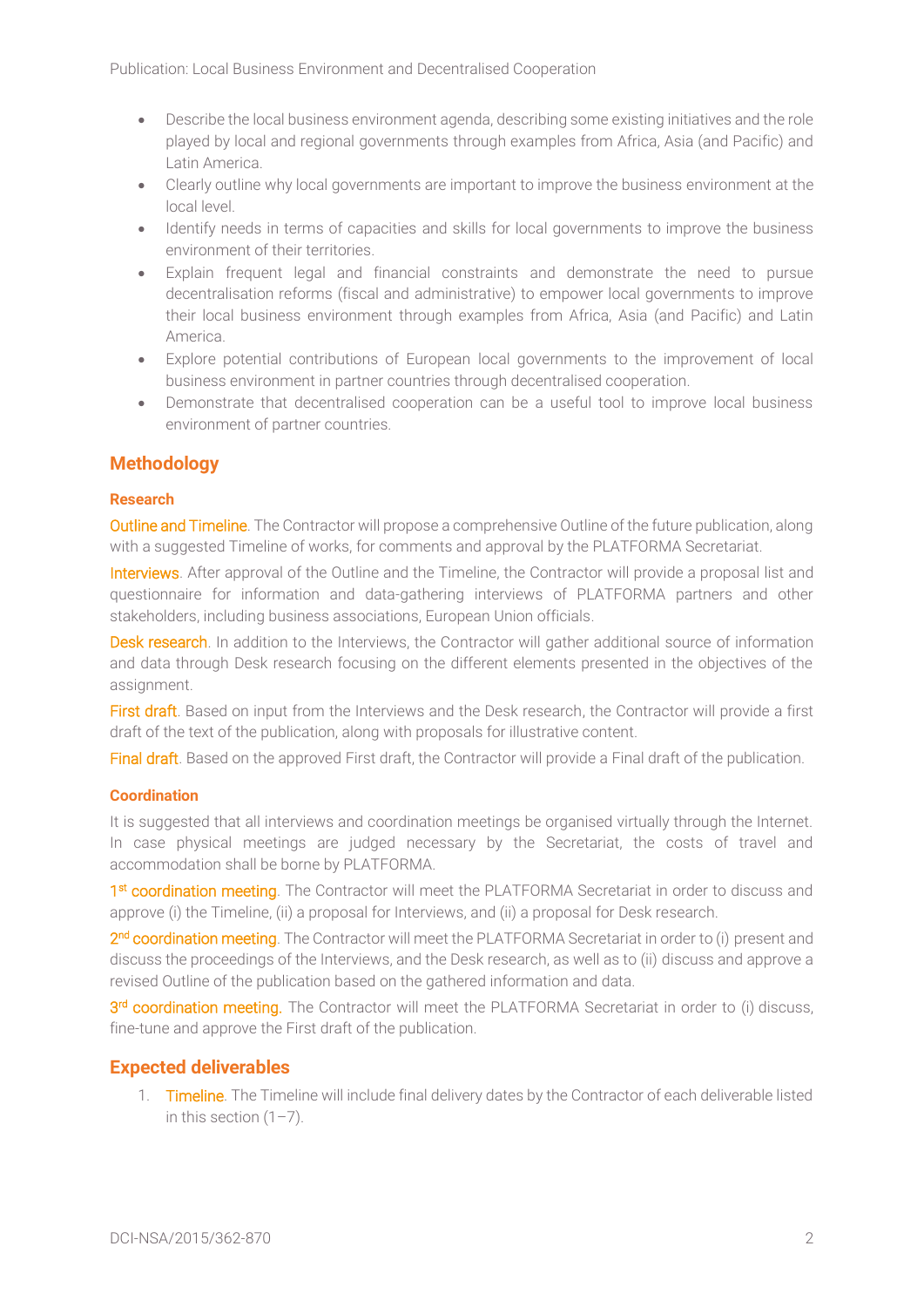- Describe the local business environment agenda, describing some existing initiatives and the role played by local and regional governments through examples from Africa, Asia (and Pacific) and Latin America.
- Clearly outline why local governments are important to improve the business environment at the local level.
- Identify needs in terms of capacities and skills for local governments to improve the business environment of their territories.
- Explain frequent legal and financial constraints and demonstrate the need to pursue decentralisation reforms (fiscal and administrative) to empower local governments to improve their local business environment through examples from Africa, Asia (and Pacific) and Latin America.
- Explore potential contributions of European local governments to the improvement of local business environment in partner countries through decentralised cooperation.
- Demonstrate that decentralised cooperation can be a useful tool to improve local business environment of partner countries.

## Methodology

### Research

Outline and Timeline. The Contractor will propose a comprehensive Outline of the future publication, along with a suggested Timeline of works, for comments and approval by the PLATFORMA Secretariat.

Interviews. After approval of the Outline and the Timeline, the Contractor will provide a proposal list and questionnaire for information and data-gathering interviews of PLATFORMA partners and other stakeholders, including business associations, European Union officials.

Desk research. In addition to the Interviews, the Contractor will gather additional source of information and data through Desk research focusing on the different elements presented in the objectives of the assignment.

First draft. Based on input from the Interviews and the Desk research, the Contractor will provide a first draft of the text of the publication, along with proposals for illustrative content.

Final draft. Based on the approved First draft, the Contractor will provide a Final draft of the publication.

### Coordination

It is suggested that all interviews and coordination meetings be organised virtually through the Internet. In case physical meetings are judged necessary by the Secretariat, the costs of travel and accommodation shall be borne by PLATFORMA.

1st coordination meeting. The Contractor will meet the PLATFORMA Secretariat in order to discuss and approve (i) the Timeline, (ii) a proposal for Interviews, and (ii) a proposal for Desk research.

2nd coordination meeting. The Contractor will meet the PLATFORMA Secretariat in order to (i) present and discuss the proceedings of the Interviews, and the Desk research, as well as to (ii) discuss and approve a revised Outline of the publication based on the gathered information and data.

3rd coordination meeting. The Contractor will meet the PLATFORMA Secretariat in order to (i) discuss, fine-tune and approve the First draft of the publication.

## Expected deliverables

1. Timeline. The Timeline will include final delivery dates by the Contractor of each deliverable listed in this section (1–7).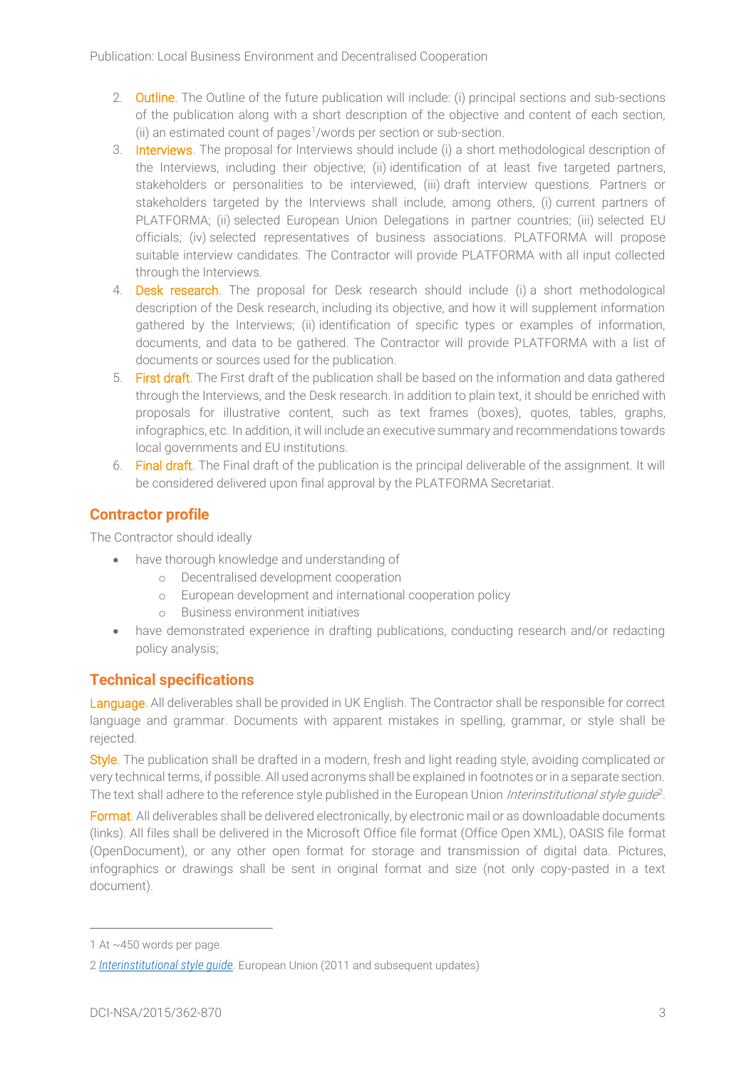2. Outline. The Outline of the future publication will include: (i) principal sections and sub-sections of the publication along with a short description of the objective and content of each section, (ii) an estimated count of pages[1]/words per section or sub-section.
3. Interviews. The proposal for Interviews should include (i) a short methodological description of the Interviews, including their objective; (ii) identification of at least five targeted partners, stakeholders or personalities to be interviewed, (iii) draft interview questions. Partners or stakeholders targeted by the Interviews shall include, among others, (i) current partners of PLATFORMA; (ii) selected European Union Delegations in partner countries; (iii) selected EU officials; (iv) selected representatives of business associations. PLATFORMA will propose suitable interview candidates. The Contractor will provide PLATFORMA with all input collected through the Interviews.
4. Desk research. The proposal for Desk research should include (i) a short methodological description of the Desk research, including its objective, and how it will supplement information gathered by the Interviews; (ii) identification of specific types or examples of information, documents, and data to be gathered. The Contractor will provide PLATFORMA with a list of documents or sources used for the publication.
5. First draft. The First draft of the publication shall be based on the information and data gathered through the Interviews, and the Desk research. In addition to plain text, it should be enriched with proposals for illustrative content, such as text frames (boxes), quotes, tables, graphs, infographics, etc. In addition, it will include an executive summary and recommendations towards local governments and EU institutions.
6. Final draft. The Final draft of the publication is the principal deliverable of the assignment. It will be considered delivered upon final approval by the PLATFORMA Secretariat.

## Contractor profile

The Contractor should ideally

- have thorough knowledge and understanding of
    - Decentralised development cooperation
    - European development and international cooperation policy
    - Business environment initiatives
- have demonstrated experience in drafting publications, conducting research and/or redacting policy analysis;

## Technical specifications

Language. All deliverables shall be provided in UK English. The Contractor shall be responsible for correct language and grammar. Documents with apparent mistakes in spelling, grammar, or style shall be rejected.

Style. The publication shall be drafted in a modern, fresh and light reading style, avoiding complicated or very technical terms, if possible. All used acronyms shall be explained in footnotes or in a separate section. The text shall adhere to the reference style published in the European Union *Interinstitutional style guide*[2].

Format. All deliverables shall be delivered electronically, by electronic mail or as downloadable documents (links). All files shall be delivered in the Microsoft Office file format (Office Open XML), OASIS file format (OpenDocument), or any other open format for storage and transmission of digital data. Pictures, infographics or drawings shall be sent in original format and size (not only copy-pasted in a text document).

---

1 At ~450 words per page.

2 *Interinstitutional style guide*. European Union (2011 and subsequent updates)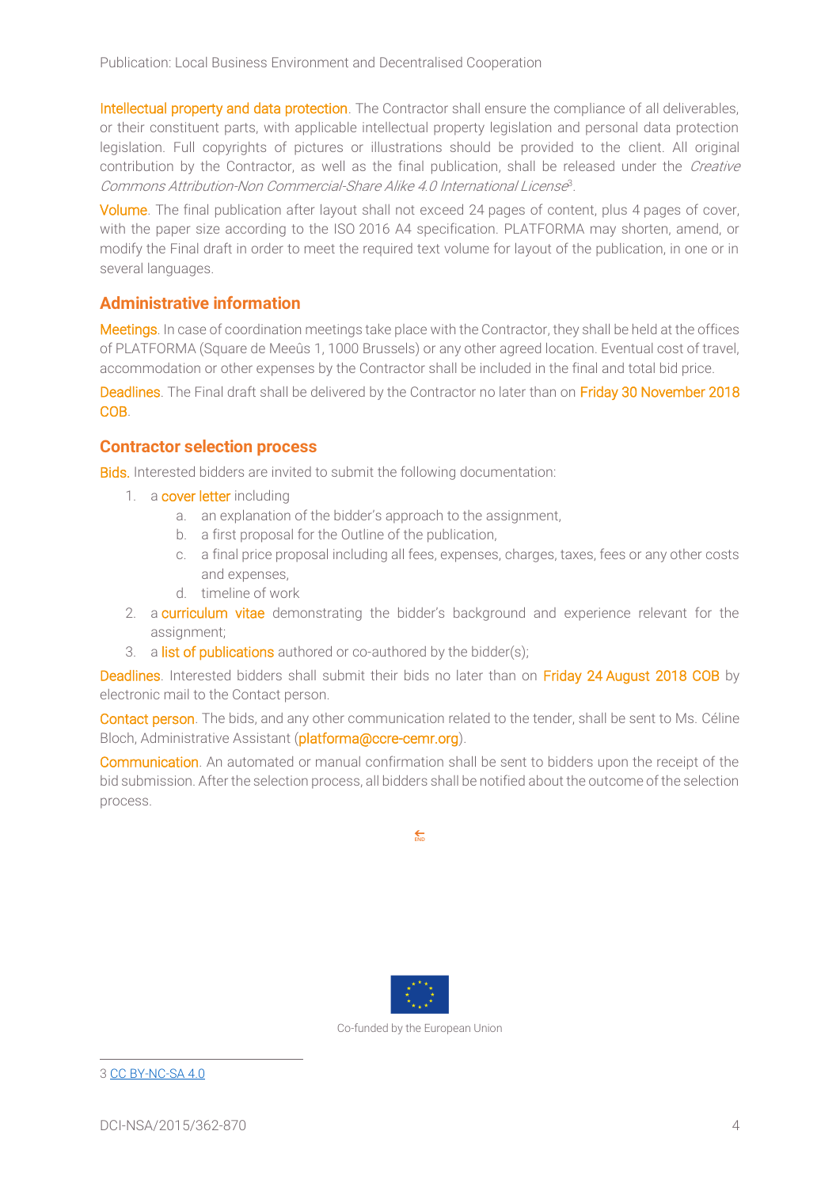**Intellectual property and data protection**. The Contractor shall ensure the compliance of all deliverables, or their constituent parts, with applicable intellectual property legislation and personal data protection legislation. Full copyrights of pictures or illustrations should be provided to the client. All original contribution by the Contractor, as well as the final publication, shall be released under the *Creative Commons Attribution-Non Commercial-Share Alike 4.0 International License*[3].

**Volume**. The final publication after layout shall not exceed 24 pages of content, plus 4 pages of cover, with the paper size according to the ISO 2016 A4 specification. PLATFORMA may shorten, amend, or modify the Final draft in order to meet the required text volume for layout of the publication, in one or in several languages.

## Administrative information

**Meetings**. In case of coordination meetings take place with the Contractor, they shall be held at the offices of PLATFORMA (Square de Meeûs 1, 1000 Brussels) or any other agreed location. Eventual cost of travel, accommodation or other expenses by the Contractor shall be included in the final and total bid price.

**Deadlines**. The Final draft shall be delivered by the Contractor no later than on **Friday 30 November 2018 COB**.

## Contractor selection process

**Bids**. Interested bidders are invited to submit the following documentation:

1. a **cover letter** including
   a. an explanation of the bidder's approach to the assignment,
   b. a first proposal for the Outline of the publication,
   c. a final price proposal including all fees, expenses, charges, taxes, fees or any other costs and expenses,
   d. timeline of work
2. a **curriculum vitae** demonstrating the bidder's background and experience relevant for the assignment;
3. a **list of publications** authored or co-authored by the bidder(s);

**Deadlines**. Interested bidders shall submit their bids no later than on **Friday 24 August 2018 COB** by electronic mail to the Contact person.

**Contact person**. The bids, and any other communication related to the tender, shall be sent to Ms. Céline Bloch, Administrative Assistant (platforma@ccre-cemr.org).

**Communication**. An automated or manual confirmation shall be sent to bidders upon the receipt of the bid submission. After the selection process, all bidders shall be notified about the outcome of the selection process.

END

Co-funded by the European Union

3 CC BY-NC-SA 4.0

DCI-NSA/2015/362-870